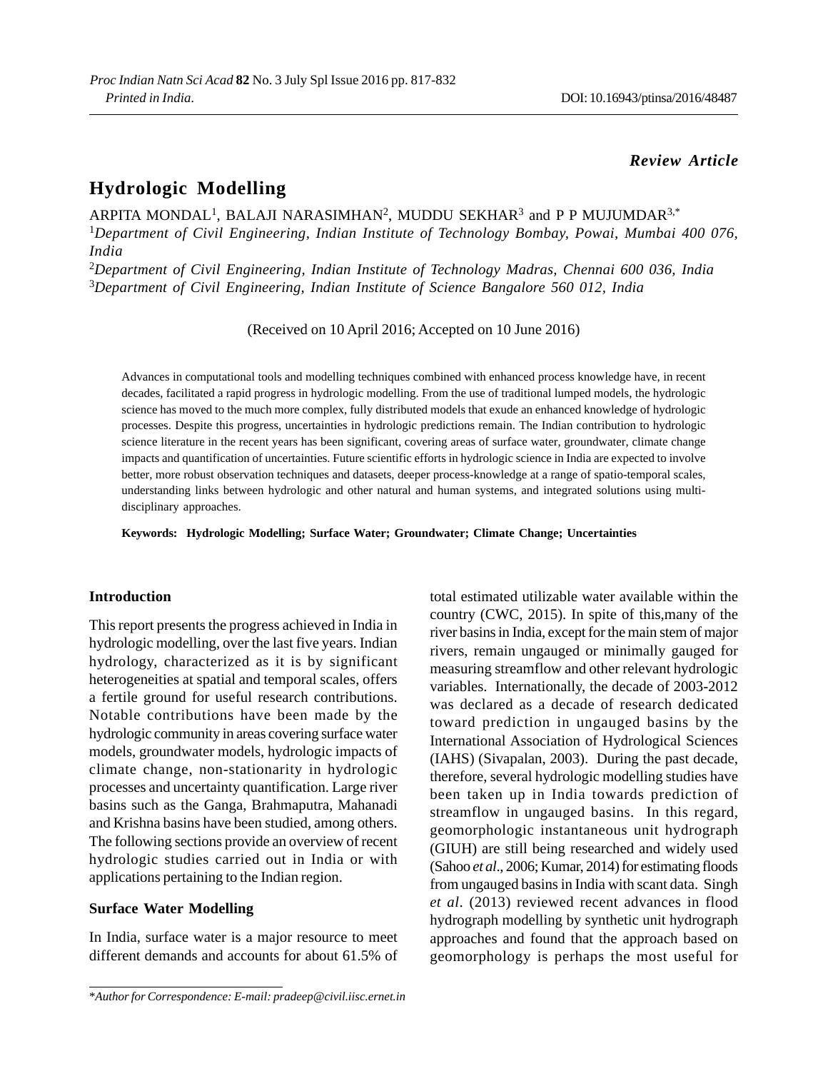*Review Article*

# Hydrologic Modelling

ARPITA MONDAL[1], BALAJI NARASIMHAN[2], MUDDU SEKHAR[3] and P P MUJUMDAR[3,*]

[1]*Department of Civil Engineering, Indian Institute of Technology Bombay, Powai, Mumbai 400 076, India*

[2]*Department of Civil Engineering, Indian Institute of Technology Madras, Chennai 600 036, India*

[3]*Department of Civil Engineering, Indian Institute of Science Bangalore 560 012, India*

(Received on 10 April 2016; Accepted on 10 June 2016)

Advances in computational tools and modelling techniques combined with enhanced process knowledge have, in recent decades, facilitated a rapid progress in hydrologic modelling. From the use of traditional lumped models, the hydrologic science has moved to the much more complex, fully distributed models that exude an enhanced knowledge of hydrologic processes. Despite this progress, uncertainties in hydrologic predictions remain. The Indian contribution to hydrologic science literature in the recent years has been significant, covering areas of surface water, groundwater, climate change impacts and quantification of uncertainties. Future scientific efforts in hydrologic science in India are expected to involve better, more robust observation techniques and datasets, deeper process-knowledge at a range of spatio-temporal scales, understanding links between hydrologic and other natural and human systems, and integrated solutions using multi-disciplinary approaches.

**Keywords: Hydrologic Modelling; Surface Water; Groundwater; Climate Change; Uncertainties**

## Introduction

This report presents the progress achieved in India in hydrologic modelling, over the last five years. Indian hydrology, characterized as it is by significant heterogeneities at spatial and temporal scales, offers a fertile ground for useful research contributions. Notable contributions have been made by the hydrologic community in areas covering surface water models, groundwater models, hydrologic impacts of climate change, non-stationarity in hydrologic processes and uncertainty quantification. Large river basins such as the Ganga, Brahmaputra, Mahanadi and Krishna basins have been studied, among others. The following sections provide an overview of recent hydrologic studies carried out in India or with applications pertaining to the Indian region.

## Surface Water Modelling

In India, surface water is a major resource to meet different demands and accounts for about 61.5% of total estimated utilizable water available within the country (CWC, 2015). In spite of this,many of the river basins in India, except for the main stem of major rivers, remain ungauged or minimally gauged for measuring streamflow and other relevant hydrologic variables. Internationally, the decade of 2003-2012 was declared as a decade of research dedicated toward prediction in ungauged basins by the International Association of Hydrological Sciences (IAHS) (Sivapalan, 2003). During the past decade, therefore, several hydrologic modelling studies have been taken up in India towards prediction of streamflow in ungauged basins. In this regard, geomorphologic instantaneous unit hydrograph (GIUH) are still being researched and widely used (Sahoo *et al*., 2006; Kumar, 2014) for estimating floods from ungauged basins in India with scant data. Singh *et al*. (2013) reviewed recent advances in flood hydrograph modelling by synthetic unit hydrograph approaches and found that the approach based on geomorphology is perhaps the most useful for

*Author for Correspondence: E-mail: pradeep@civil.iisc.ernet.in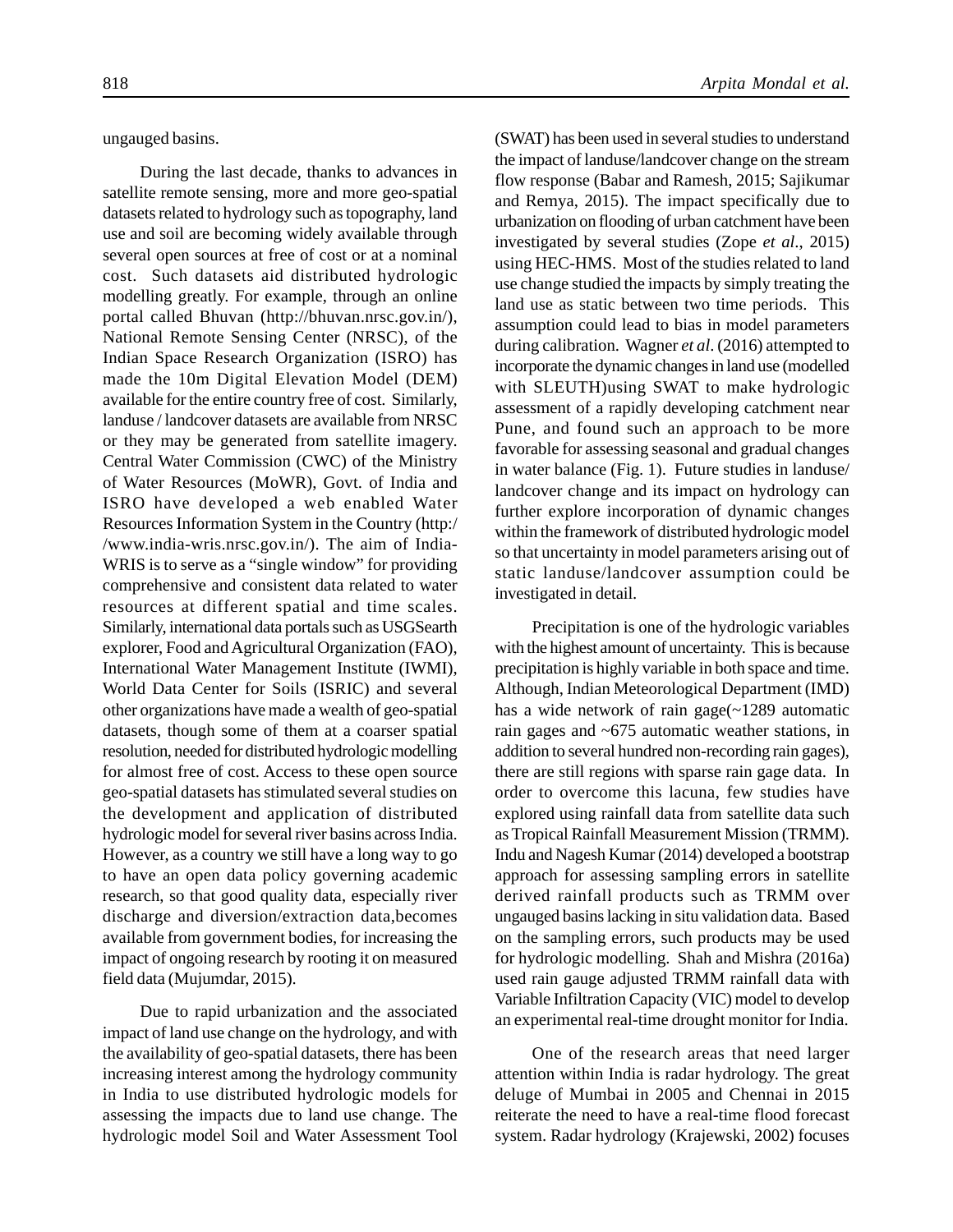ungauged basins.

During the last decade, thanks to advances in satellite remote sensing, more and more geo-spatial datasets related to hydrology such as topography, land use and soil are becoming widely available through several open sources at free of cost or at a nominal cost. Such datasets aid distributed hydrologic modelling greatly. For example, through an online portal called Bhuvan (http://bhuvan.nrsc.gov.in/), National Remote Sensing Center (NRSC), of the Indian Space Research Organization (ISRO) has made the 10m Digital Elevation Model (DEM) available for the entire country free of cost. Similarly, landuse / landcover datasets are available from NRSC or they may be generated from satellite imagery. Central Water Commission (CWC) of the Ministry of Water Resources (MoWR), Govt. of India and ISRO have developed a web enabled Water Resources Information System in the Country (http://www.india-wris.nrsc.gov.in/). The aim of India-WRIS is to serve as a "single window" for providing comprehensive and consistent data related to water resources at different spatial and time scales. Similarly, international data portals such as USGSearth explorer, Food and Agricultural Organization (FAO), International Water Management Institute (IWMI), World Data Center for Soils (ISRIC) and several other organizations have made a wealth of geo-spatial datasets, though some of them at a coarser spatial resolution, needed for distributed hydrologic modelling for almost free of cost. Access to these open source geo-spatial datasets has stimulated several studies on the development and application of distributed hydrologic model for several river basins across India. However, as a country we still have a long way to go to have an open data policy governing academic research, so that good quality data, especially river discharge and diversion/extraction data,becomes available from government bodies, for increasing the impact of ongoing research by rooting it on measured field data (Mujumdar, 2015).

Due to rapid urbanization and the associated impact of land use change on the hydrology, and with the availability of geo-spatial datasets, there has been increasing interest among the hydrology community in India to use distributed hydrologic models for assessing the impacts due to land use change. The hydrologic model Soil and Water Assessment Tool (SWAT) has been used in several studies to understand the impact of landuse/landcover change on the stream flow response (Babar and Ramesh, 2015; Sajikumar and Remya, 2015). The impact specifically due to urbanization on flooding of urban catchment have been investigated by several studies (Zope *et al*., 2015) using HEC-HMS. Most of the studies related to land use change studied the impacts by simply treating the land use as static between two time periods. This assumption could lead to bias in model parameters during calibration. Wagner *et al*. (2016) attempted to incorporate the dynamic changes in land use (modelled with SLEUTH)using SWAT to make hydrologic assessment of a rapidly developing catchment near Pune, and found such an approach to be more favorable for assessing seasonal and gradual changes in water balance (Fig. 1). Future studies in landuse/landcover change and its impact on hydrology can further explore incorporation of dynamic changes within the framework of distributed hydrologic model so that uncertainty in model parameters arising out of static landuse/landcover assumption could be investigated in detail.

Precipitation is one of the hydrologic variables with the highest amount of uncertainty. This is because precipitation is highly variable in both space and time. Although, Indian Meteorological Department (IMD) has a wide network of rain gage(~1289 automatic rain gages and ~675 automatic weather stations, in addition to several hundred non-recording rain gages), there are still regions with sparse rain gage data. In order to overcome this lacuna, few studies have explored using rainfall data from satellite data such as Tropical Rainfall Measurement Mission (TRMM). Indu and Nagesh Kumar (2014) developed a bootstrap approach for assessing sampling errors in satellite derived rainfall products such as TRMM over ungauged basins lacking in situ validation data. Based on the sampling errors, such products may be used for hydrologic modelling. Shah and Mishra (2016a) used rain gauge adjusted TRMM rainfall data with Variable Infiltration Capacity (VIC) model to develop an experimental real-time drought monitor for India.

One of the research areas that need larger attention within India is radar hydrology. The great deluge of Mumbai in 2005 and Chennai in 2015 reiterate the need to have a real-time flood forecast system. Radar hydrology (Krajewski, 2002) focuses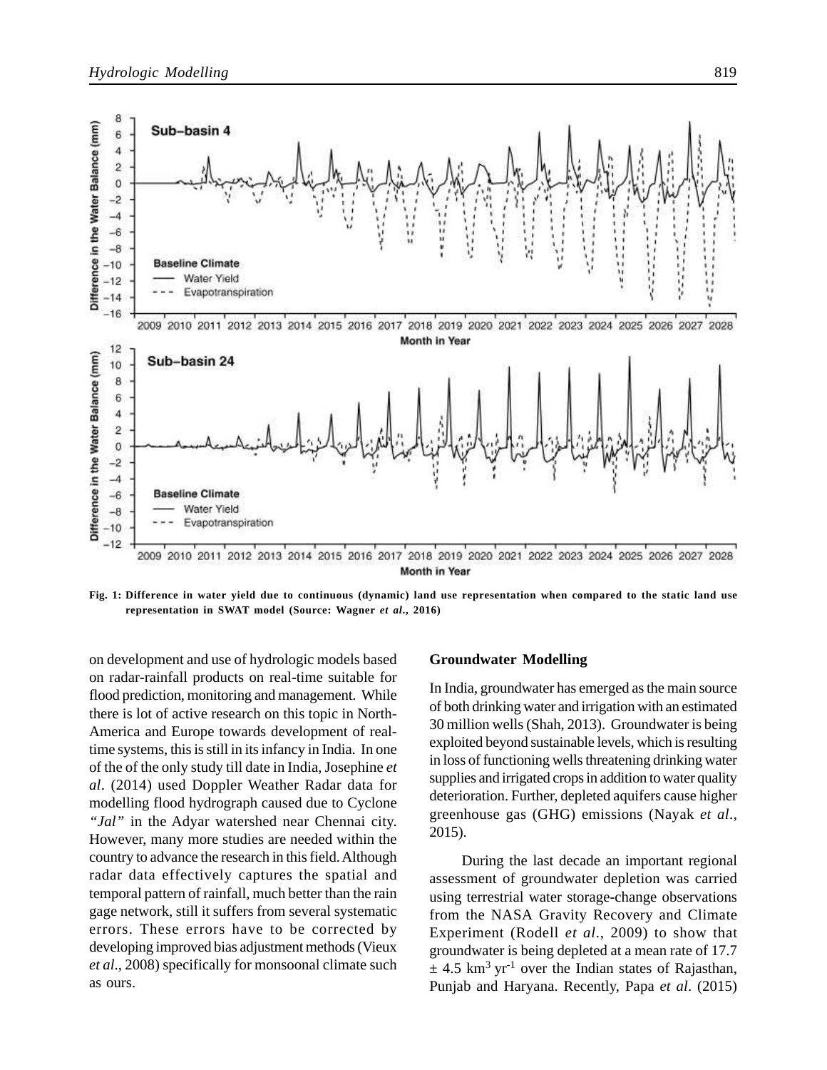Fig. 1: Difference in water yield due to continuous (dynamic) land use representation when compared to the static land use representation in SWAT model (Source: Wagner *et al*., 2016)

on development and use of hydrologic models based on radar-rainfall products on real-time suitable for flood prediction, monitoring and management. While there is lot of active research on this topic in North-America and Europe towards development of real-time systems, this is still in its infancy in India. In one of the of the only study till date in India, Josephine *et al*. (2014) used Doppler Weather Radar data for modelling flood hydrograph caused due to Cyclone *"Jal"* in the Adyar watershed near Chennai city. However, many more studies are needed within the country to advance the research in this field. Although radar data effectively captures the spatial and temporal pattern of rainfall, much better than the rain gage network, still it suffers from several systematic errors. These errors have to be corrected by developing improved bias adjustment methods (Vieux *et al*., 2008) specifically for monsoonal climate such as ours.

## Groundwater Modelling

In India, groundwater has emerged as the main source of both drinking water and irrigation with an estimated 30 million wells (Shah, 2013). Groundwater is being exploited beyond sustainable levels, which is resulting in loss of functioning wells threatening drinking water supplies and irrigated crops in addition to water quality deterioration. Further, depleted aquifers cause higher greenhouse gas (GHG) emissions (Nayak *et al*., 2015).

During the last decade an important regional assessment of groundwater depletion was carried using terrestrial water storage-change observations from the NASA Gravity Recovery and Climate Experiment (Rodell *et al*., 2009) to show that groundwater is being depleted at a mean rate of 17.7 $\pm$ 4.5 $km^3\ yr^{-1}$ over the Indian states of Rajasthan, Punjab and Haryana. Recently, Papa *et al*. (2015)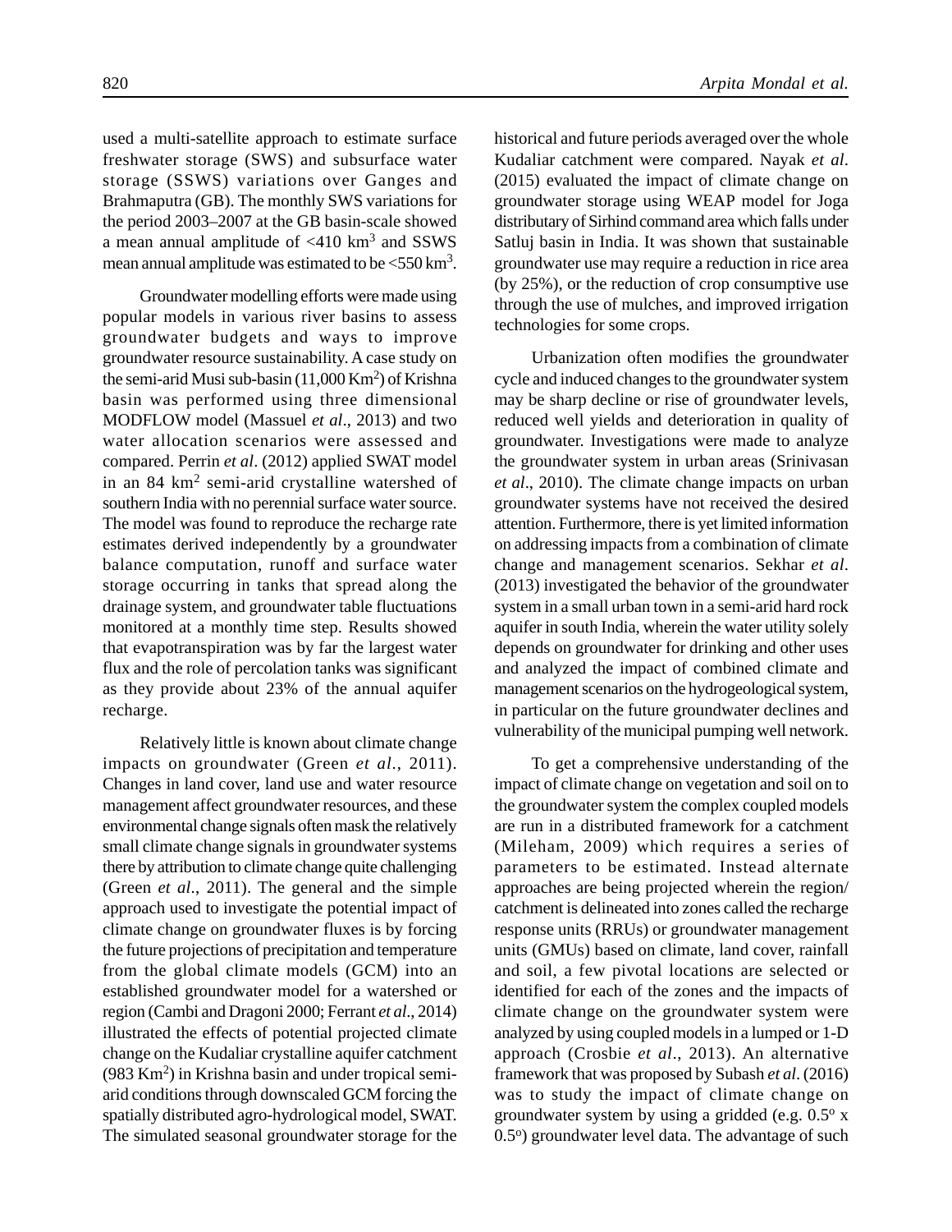used a multi-satellite approach to estimate surface freshwater storage (SWS) and subsurface water storage (SSWS) variations over Ganges and Brahmaputra (GB). The monthly SWS variations for the period 2003–2007 at the GB basin-scale showed a mean annual amplitude of <410 km$^3$ and SSWS mean annual amplitude was estimated to be <550 km$^3$.

Groundwater modelling efforts were made using popular models in various river basins to assess groundwater budgets and ways to improve groundwater resource sustainability. A case study on the semi-arid Musi sub-basin (11,000 Km$^2$) of Krishna basin was performed using three dimensional MODFLOW model (Massuel *et al*., 2013) and two water allocation scenarios were assessed and compared. Perrin *et al*. (2012) applied SWAT model in an 84 km$^2$ semi-arid crystalline watershed of southern India with no perennial surface water source. The model was found to reproduce the recharge rate estimates derived independently by a groundwater balance computation, runoff and surface water storage occurring in tanks that spread along the drainage system, and groundwater table fluctuations monitored at a monthly time step. Results showed that evapotranspiration was by far the largest water flux and the role of percolation tanks was significant as they provide about 23% of the annual aquifer recharge.

Relatively little is known about climate change impacts on groundwater (Green *et al*., 2011). Changes in land cover, land use and water resource management affect groundwater resources, and these environmental change signals often mask the relatively small climate change signals in groundwater systems there by attribution to climate change quite challenging (Green *et al*., 2011). The general and the simple approach used to investigate the potential impact of climate change on groundwater fluxes is by forcing the future projections of precipitation and temperature from the global climate models (GCM) into an established groundwater model for a watershed or region (Cambi and Dragoni 2000; Ferrant *et al*., 2014) illustrated the effects of potential projected climate change on the Kudaliar crystalline aquifer catchment (983 Km$^2$) in Krishna basin and under tropical semi-arid conditions through downscaled GCM forcing the spatially distributed agro-hydrological model, SWAT. The simulated seasonal groundwater storage for the historical and future periods averaged over the whole Kudaliar catchment were compared. Nayak *et al*. (2015) evaluated the impact of climate change on groundwater storage using WEAP model for Joga distributary of Sirhind command area which falls under Satluj basin in India. It was shown that sustainable groundwater use may require a reduction in rice area (by 25%), or the reduction of crop consumptive use through the use of mulches, and improved irrigation technologies for some crops.

Urbanization often modifies the groundwater cycle and induced changes to the groundwater system may be sharp decline or rise of groundwater levels, reduced well yields and deterioration in quality of groundwater. Investigations were made to analyze the groundwater system in urban areas (Srinivasan *et al*., 2010). The climate change impacts on urban groundwater systems have not received the desired attention. Furthermore, there is yet limited information on addressing impacts from a combination of climate change and management scenarios. Sekhar *et al*. (2013) investigated the behavior of the groundwater system in a small urban town in a semi-arid hard rock aquifer in south India, wherein the water utility solely depends on groundwater for drinking and other uses and analyzed the impact of combined climate and management scenarios on the hydrogeological system, in particular on the future groundwater declines and vulnerability of the municipal pumping well network.

To get a comprehensive understanding of the impact of climate change on vegetation and soil on to the groundwater system the complex coupled models are run in a distributed framework for a catchment (Mileham, 2009) which requires a series of parameters to be estimated. Instead alternate approaches are being projected wherein the region/ catchment is delineated into zones called the recharge response units (RRUs) or groundwater management units (GMUs) based on climate, land cover, rainfall and soil, a few pivotal locations are selected or identified for each of the zones and the impacts of climate change on the groundwater system were analyzed by using coupled models in a lumped or 1-D approach (Crosbie *et al*., 2013). An alternative framework that was proposed by Subash *et al*. (2016) was to study the impact of climate change on groundwater system by using a gridded (e.g. 0.5$^o$ x 0.5$^o$) groundwater level data. The advantage of such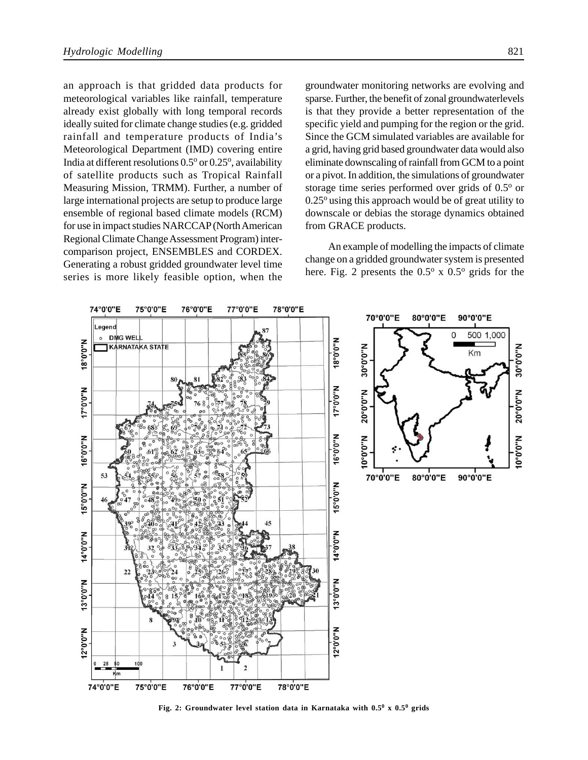an approach is that gridded data products for meteorological variables like rainfall, temperature already exist globally with long temporal records ideally suited for climate change studies (e.g. gridded rainfall and temperature products of India's Meteorological Department (IMD) covering entire India at different resolutions $0.5^o$ or $0.25^o$, availability of satellite products such as Tropical Rainfall Measuring Mission, TRMM). Further, a number of large international projects are setup to produce large ensemble of regional based climate models (RCM) for use in impact studies NARCCAP (North American Regional Climate Change Assessment Program) inter-comparison project, ENSEMBLES and CORDEX. Generating a robust gridded groundwater level time series is more likely feasible option, when the groundwater monitoring networks are evolving and sparse. Further, the benefit of zonal groundwaterlevels is that they provide a better representation of the specific yield and pumping for the region or the grid. Since the GCM simulated variables are available for a grid, having grid based groundwater data would also eliminate downscaling of rainfall from GCM to a point or a pivot. In addition, the simulations of groundwater storage time series performed over grids of $0.5^o$ or $0.25^o$ using this approach would be of great utility to downscale or debias the storage dynamics obtained from GRACE products.

An example of modelling the impacts of climate change on a gridded groundwater system is presented here. Fig. 2 presents the $0.5^o$ x $0.5^o$ grids for the

**Fig. 2: Groundwater level station data in Karnataka with $0.5^0$ x $0.5^0$ grids**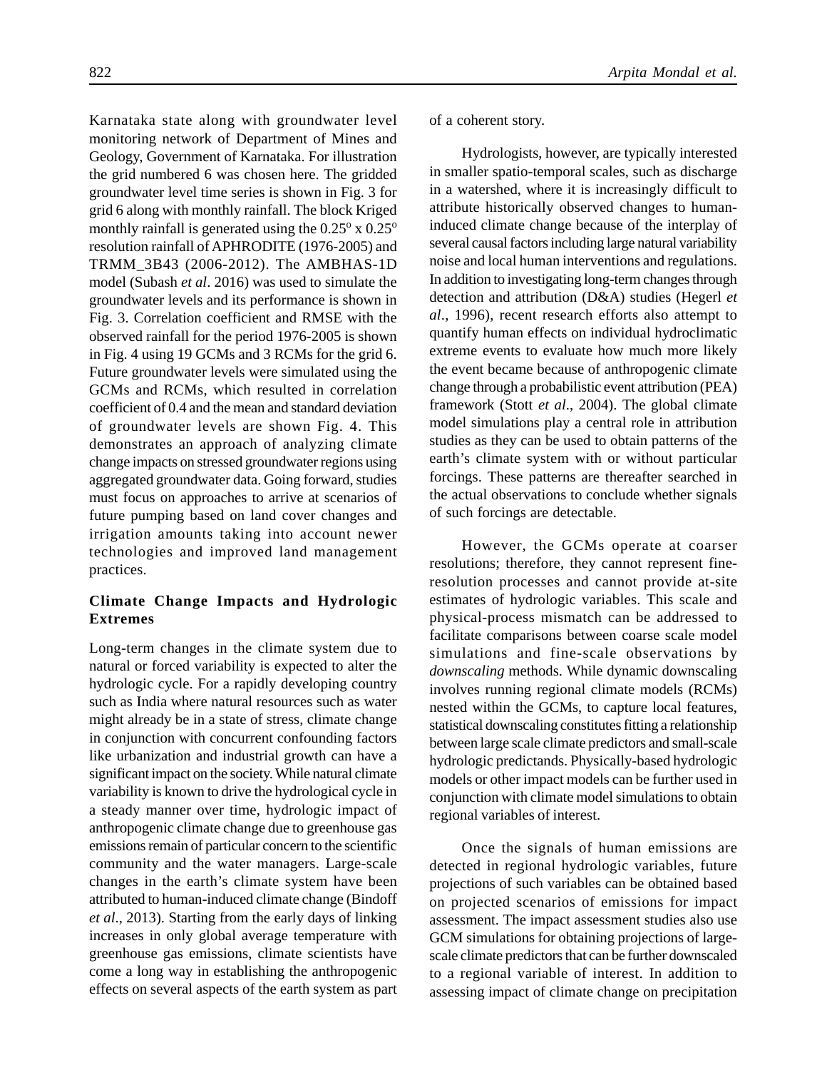Karnataka state along with groundwater level monitoring network of Department of Mines and Geology, Government of Karnataka. For illustration the grid numbered 6 was chosen here. The gridded groundwater level time series is shown in Fig. 3 for grid 6 along with monthly rainfall. The block Kriged monthly rainfall is generated using the $0.25^o$ x $0.25^o$ resolution rainfall of APHRODITE (1976-2005) and TRMM_3B43 (2006-2012). The AMBHAS-1D model (Subash *et al*. 2016) was used to simulate the groundwater levels and its performance is shown in Fig. 3. Correlation coefficient and RMSE with the observed rainfall for the period 1976-2005 is shown in Fig. 4 using 19 GCMs and 3 RCMs for the grid 6. Future groundwater levels were simulated using the GCMs and RCMs, which resulted in correlation coefficient of 0.4 and the mean and standard deviation of groundwater levels are shown Fig. 4. This demonstrates an approach of analyzing climate change impacts on stressed groundwater regions using aggregated groundwater data. Going forward, studies must focus on approaches to arrive at scenarios of future pumping based on land cover changes and irrigation amounts taking into account newer technologies and improved land management practices.

## Climate Change Impacts and Hydrologic Extremes

Long-term changes in the climate system due to natural or forced variability is expected to alter the hydrologic cycle. For a rapidly developing country such as India where natural resources such as water might already be in a state of stress, climate change in conjunction with concurrent confounding factors like urbanization and industrial growth can have a significant impact on the society. While natural climate variability is known to drive the hydrological cycle in a steady manner over time, hydrologic impact of anthropogenic climate change due to greenhouse gas emissions remain of particular concern to the scientific community and the water managers. Large-scale changes in the earth's climate system have been attributed to human-induced climate change (Bindoff *et al*., 2013). Starting from the early days of linking increases in only global average temperature with greenhouse gas emissions, climate scientists have come a long way in establishing the anthropogenic effects on several aspects of the earth system as part of a coherent story.

Hydrologists, however, are typically interested in smaller spatio-temporal scales, such as discharge in a watershed, where it is increasingly difficult to attribute historically observed changes to human-induced climate change because of the interplay of several causal factors including large natural variability noise and local human interventions and regulations. In addition to investigating long-term changes through detection and attribution (D&A) studies (Hegerl *et al*., 1996), recent research efforts also attempt to quantify human effects on individual hydroclimatic extreme events to evaluate how much more likely the event became because of anthropogenic climate change through a probabilistic event attribution (PEA) framework (Stott *et al*., 2004). The global climate model simulations play a central role in attribution studies as they can be used to obtain patterns of the earth's climate system with or without particular forcings. These patterns are thereafter searched in the actual observations to conclude whether signals of such forcings are detectable.

However, the GCMs operate at coarser resolutions; therefore, they cannot represent fine-resolution processes and cannot provide at-site estimates of hydrologic variables. This scale and physical-process mismatch can be addressed to facilitate comparisons between coarse scale model simulations and fine-scale observations by *downscaling* methods. While dynamic downscaling involves running regional climate models (RCMs) nested within the GCMs, to capture local features, statistical downscaling constitutes fitting a relationship between large scale climate predictors and small-scale hydrologic predictands. Physically-based hydrologic models or other impact models can be further used in conjunction with climate model simulations to obtain regional variables of interest.

Once the signals of human emissions are detected in regional hydrologic variables, future projections of such variables can be obtained based on projected scenarios of emissions for impact assessment. The impact assessment studies also use GCM simulations for obtaining projections of large-scale climate predictors that can be further downscaled to a regional variable of interest. In addition to assessing impact of climate change on precipitation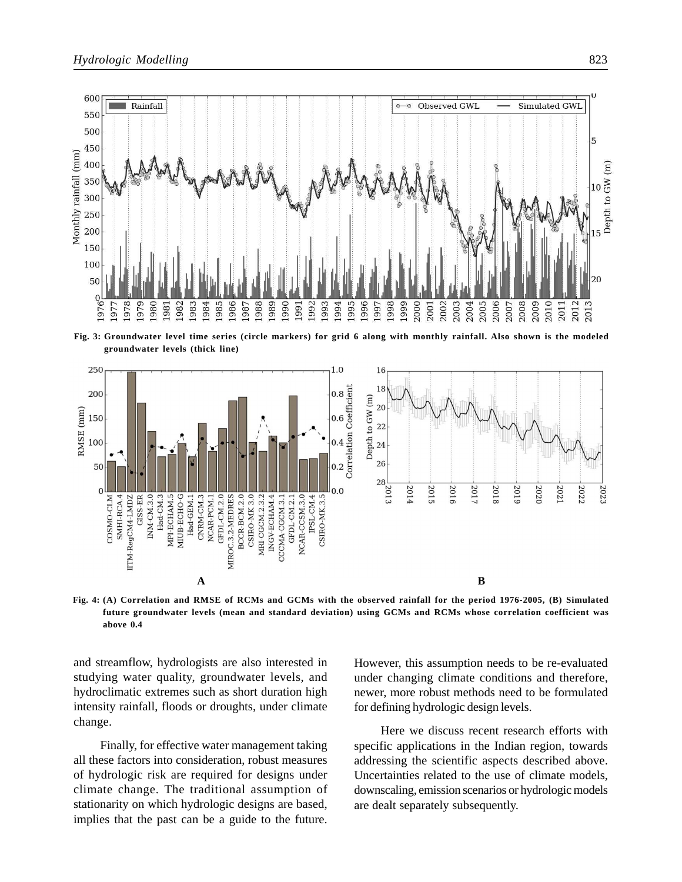Fig. 3: Groundwater level time series (circle markers) for grid 6 along with monthly rainfall. Also shown is the modeled groundwater levels (thick line)

Fig. 4: (A) Correlation and RMSE of RCMs and GCMs with the observed rainfall for the period 1976-2005, (B) Simulated future groundwater levels (mean and standard deviation) using GCMs and RCMs whose correlation coefficient was above 0.4

and streamflow, hydrologists are also interested in studying water quality, groundwater levels, and hydroclimatic extremes such as short duration high intensity rainfall, floods or droughts, under climate change.

Finally, for effective water management taking all these factors into consideration, robust measures of hydrologic risk are required for designs under climate change. The traditional assumption of stationarity on which hydrologic designs are based, implies that the past can be a guide to the future. However, this assumption needs to be re-evaluated under changing climate conditions and therefore, newer, more robust methods need to be formulated for defining hydrologic design levels.

Here we discuss recent research efforts with specific applications in the Indian region, towards addressing the scientific aspects described above. Uncertainties related to the use of climate models, downscaling, emission scenarios or hydrologic models are dealt separately subsequently.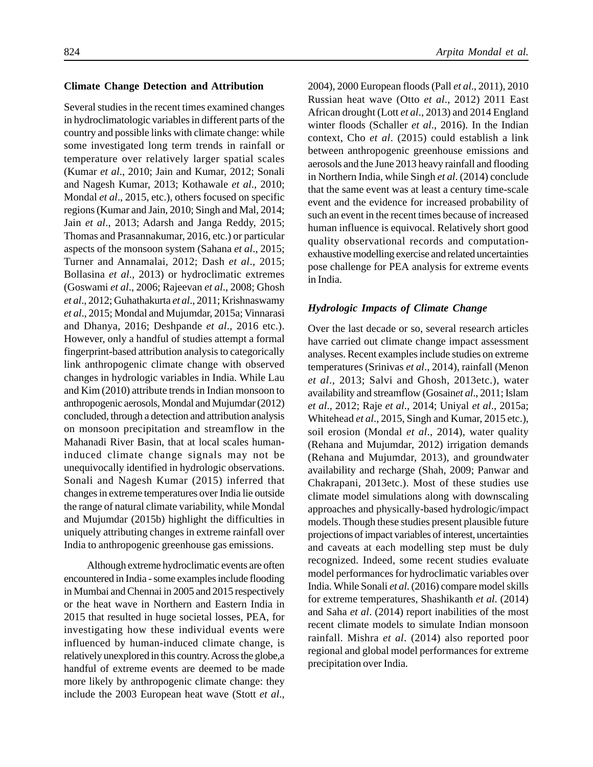## Climate Change Detection and Attribution

Several studies in the recent times examined changes in hydroclimatologic variables in different parts of the country and possible links with climate change: while some investigated long term trends in rainfall or temperature over relatively larger spatial scales (Kumar *et al*., 2010; Jain and Kumar, 2012; Sonali and Nagesh Kumar, 2013; Kothawale *et al*., 2010; Mondal *et al*., 2015, etc.), others focused on specific regions (Kumar and Jain, 2010; Singh and Mal, 2014; Jain *et al*., 2013; Adarsh and Janga Reddy, 2015; Thomas and Prasannakumar, 2016, etc.) or particular aspects of the monsoon system (Sahana *et al*., 2015; Turner and Annamalai, 2012; Dash *et al*., 2015; Bollasina *et al*., 2013) or hydroclimatic extremes (Goswami *et al*., 2006; Rajeevan *et al*., 2008; Ghosh *et al*., 2012; Guhathakurta *et al*., 2011; Krishnaswamy *et al*., 2015; Mondal and Mujumdar, 2015a; Vinnarasi and Dhanya, 2016; Deshpande *et al*., 2016 etc.). However, only a handful of studies attempt a formal fingerprint-based attribution analysis to categorically link anthropogenic climate change with observed changes in hydrologic variables in India. While Lau and Kim (2010) attribute trends in Indian monsoon to anthropogenic aerosols, Mondal and Mujumdar (2012) concluded, through a detection and attribution analysis on monsoon precipitation and streamflow in the Mahanadi River Basin, that at local scales human-induced climate change signals may not be unequivocally identified in hydrologic observations. Sonali and Nagesh Kumar (2015) inferred that changes in extreme temperatures over India lie outside the range of natural climate variability, while Mondal and Mujumdar (2015b) highlight the difficulties in uniquely attributing changes in extreme rainfall over India to anthropogenic greenhouse gas emissions.

Although extreme hydroclimatic events are often encountered in India - some examples include flooding in Mumbai and Chennai in 2005 and 2015 respectively or the heat wave in Northern and Eastern India in 2015 that resulted in huge societal losses, PEA, for investigating how these individual events were influenced by human-induced climate change, is relatively unexplored in this country. Across the globe,a handful of extreme events are deemed to be made more likely by anthropogenic climate change: they include the 2003 European heat wave (Stott *et al*., 2004), 2000 European floods (Pall *et al*., 2011), 2010 Russian heat wave (Otto *et al*., 2012) 2011 East African drought (Lott *et al*., 2013) and 2014 England winter floods (Schaller *et al*., 2016). In the Indian context, Cho *et al*. (2015) could establish a link between anthropogenic greenhouse emissions and aerosols and the June 2013 heavy rainfall and flooding in Northern India, while Singh *et al*. (2014) conclude that the same event was at least a century time-scale event and the evidence for increased probability of such an event in the recent times because of increased human influence is equivocal. Relatively short good quality observational records and computation-exhaustive modelling exercise and related uncertainties pose challenge for PEA analysis for extreme events in India.

### *Hydrologic Impacts of Climate Change*

Over the last decade or so, several research articles have carried out climate change impact assessment analyses. Recent examples include studies on extreme temperatures (Srinivas *et al*., 2014), rainfall (Menon *et al*., 2013; Salvi and Ghosh, 2013etc.), water availability and streamflow (Gosain*et al*., 2011; Islam *et al*., 2012; Raje *et al*., 2014; Uniyal *et al*., 2015a; Whitehead *et al*., 2015, Singh and Kumar, 2015 etc.), soil erosion (Mondal *et al*., 2014), water quality (Rehana and Mujumdar, 2012) irrigation demands (Rehana and Mujumdar, 2013), and groundwater availability and recharge (Shah, 2009; Panwar and Chakrapani, 2013etc.). Most of these studies use climate model simulations along with downscaling approaches and physically-based hydrologic/impact models. Though these studies present plausible future projections of impact variables of interest, uncertainties and caveats at each modelling step must be duly recognized. Indeed, some recent studies evaluate model performances for hydroclimatic variables over India. While Sonali *et al*. (2016) compare model skills for extreme temperatures, Shashikanth *et al*. (2014) and Saha *et al*. (2014) report inabilities of the most recent climate models to simulate Indian monsoon rainfall. Mishra *et al*. (2014) also reported poor regional and global model performances for extreme precipitation over India.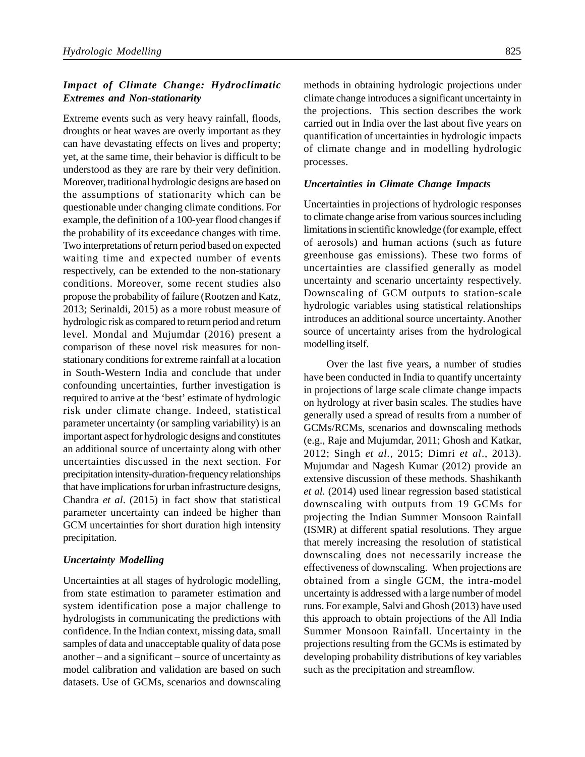### *Impact of Climate Change: Hydroclimatic Extremes and Non-stationarity*

Extreme events such as very heavy rainfall, floods, droughts or heat waves are overly important as they can have devastating effects on lives and property; yet, at the same time, their behavior is difficult to be understood as they are rare by their very definition. Moreover, traditional hydrologic designs are based on the assumptions of stationarity which can be questionable under changing climate conditions. For example, the definition of a 100-year flood changes if the probability of its exceedance changes with time. Two interpretations of return period based on expected waiting time and expected number of events respectively, can be extended to the non-stationary conditions. Moreover, some recent studies also propose the probability of failure (Rootzen and Katz, 2013; Serinaldi, 2015) as a more robust measure of hydrologic risk as compared to return period and return level. Mondal and Mujumdar (2016) present a comparison of these novel risk measures for non-stationary conditions for extreme rainfall at a location in South-Western India and conclude that under confounding uncertainties, further investigation is required to arrive at the 'best' estimate of hydrologic risk under climate change. Indeed, statistical parameter uncertainty (or sampling variability) is an important aspect for hydrologic designs and constitutes an additional source of uncertainty along with other uncertainties discussed in the next section. For precipitation intensity-duration-frequency relationships that have implications for urban infrastructure designs, Chandra *et al*. (2015) in fact show that statistical parameter uncertainty can indeed be higher than GCM uncertainties for short duration high intensity precipitation.

### *Uncertainty Modelling*

Uncertainties at all stages of hydrologic modelling, from state estimation to parameter estimation and system identification pose a major challenge to hydrologists in communicating the predictions with confidence. In the Indian context, missing data, small samples of data and unacceptable quality of data pose another – and a significant – source of uncertainty as model calibration and validation are based on such datasets. Use of GCMs, scenarios and downscaling methods in obtaining hydrologic projections under climate change introduces a significant uncertainty in the projections. This section describes the work carried out in India over the last about five years on quantification of uncertainties in hydrologic impacts of climate change and in modelling hydrologic processes.

### *Uncertainties in Climate Change Impacts*

Uncertainties in projections of hydrologic responses to climate change arise from various sources including limitations in scientific knowledge (for example, effect of aerosols) and human actions (such as future greenhouse gas emissions). These two forms of uncertainties are classified generally as model uncertainty and scenario uncertainty respectively. Downscaling of GCM outputs to station-scale hydrologic variables using statistical relationships introduces an additional source uncertainty. Another source of uncertainty arises from the hydrological modelling itself.

Over the last five years, a number of studies have been conducted in India to quantify uncertainty in projections of large scale climate change impacts on hydrology at river basin scales. The studies have generally used a spread of results from a number of GCMs/RCMs, scenarios and downscaling methods (e.g., Raje and Mujumdar, 2011; Ghosh and Katkar, 2012; Singh *et al*., 2015; Dimri *et al*., 2013). Mujumdar and Nagesh Kumar (2012) provide an extensive discussion of these methods. Shashikanth *et al.* (2014) used linear regression based statistical downscaling with outputs from 19 GCMs for projecting the Indian Summer Monsoon Rainfall (ISMR) at different spatial resolutions. They argue that merely increasing the resolution of statistical downscaling does not necessarily increase the effectiveness of downscaling. When projections are obtained from a single GCM, the intra-model uncertainty is addressed with a large number of model runs. For example, Salvi and Ghosh (2013) have used this approach to obtain projections of the All India Summer Monsoon Rainfall. Uncertainty in the projections resulting from the GCMs is estimated by developing probability distributions of key variables such as the precipitation and streamflow.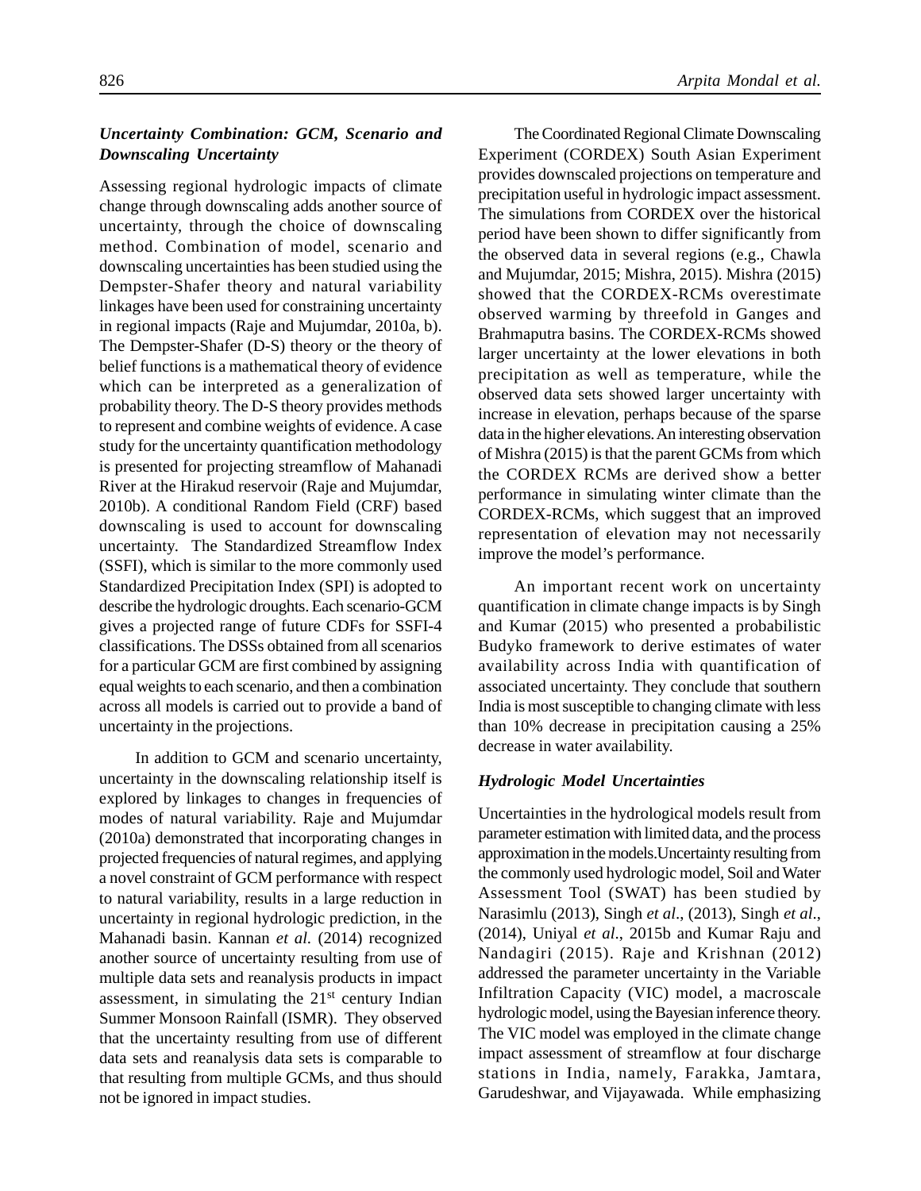### *Uncertainty Combination: GCM, Scenario and Downscaling Uncertainty*

Assessing regional hydrologic impacts of climate change through downscaling adds another source of uncertainty, through the choice of downscaling method. Combination of model, scenario and downscaling uncertainties has been studied using the Dempster-Shafer theory and natural variability linkages have been used for constraining uncertainty in regional impacts (Raje and Mujumdar, 2010a, b). The Dempster-Shafer (D-S) theory or the theory of belief functions is a mathematical theory of evidence which can be interpreted as a generalization of probability theory. The D-S theory provides methods to represent and combine weights of evidence. A case study for the uncertainty quantification methodology is presented for projecting streamflow of Mahanadi River at the Hirakud reservoir (Raje and Mujumdar, 2010b). A conditional Random Field (CRF) based downscaling is used to account for downscaling uncertainty. The Standardized Streamflow Index (SSFI), which is similar to the more commonly used Standardized Precipitation Index (SPI) is adopted to describe the hydrologic droughts. Each scenario-GCM gives a projected range of future CDFs for SSFI-4 classifications. The DSSs obtained from all scenarios for a particular GCM are first combined by assigning equal weights to each scenario, and then a combination across all models is carried out to provide a band of uncertainty in the projections.

In addition to GCM and scenario uncertainty, uncertainty in the downscaling relationship itself is explored by linkages to changes in frequencies of modes of natural variability. Raje and Mujumdar (2010a) demonstrated that incorporating changes in projected frequencies of natural regimes, and applying a novel constraint of GCM performance with respect to natural variability, results in a large reduction in uncertainty in regional hydrologic prediction, in the Mahanadi basin. Kannan *et al.* (2014) recognized another source of uncertainty resulting from use of multiple data sets and reanalysis products in impact assessment, in simulating the 21st century Indian Summer Monsoon Rainfall (ISMR). They observed that the uncertainty resulting from use of different data sets and reanalysis data sets is comparable to that resulting from multiple GCMs, and thus should not be ignored in impact studies.

The Coordinated Regional Climate Downscaling Experiment (CORDEX) South Asian Experiment provides downscaled projections on temperature and precipitation useful in hydrologic impact assessment. The simulations from CORDEX over the historical period have been shown to differ significantly from the observed data in several regions (e.g., Chawla and Mujumdar, 2015; Mishra, 2015). Mishra (2015) showed that the CORDEX-RCMs overestimate observed warming by threefold in Ganges and Brahmaputra basins. The CORDEX-RCMs showed larger uncertainty at the lower elevations in both precipitation as well as temperature, while the observed data sets showed larger uncertainty with increase in elevation, perhaps because of the sparse data in the higher elevations. An interesting observation of Mishra (2015) is that the parent GCMs from which the CORDEX RCMs are derived show a better performance in simulating winter climate than the CORDEX-RCMs, which suggest that an improved representation of elevation may not necessarily improve the model's performance.

An important recent work on uncertainty quantification in climate change impacts is by Singh and Kumar (2015) who presented a probabilistic Budyko framework to derive estimates of water availability across India with quantification of associated uncertainty. They conclude that southern India is most susceptible to changing climate with less than 10% decrease in precipitation causing a 25% decrease in water availability.

### *Hydrologic Model Uncertainties*

Uncertainties in the hydrological models result from parameter estimation with limited data, and the process approximation in the models.Uncertainty resulting from the commonly used hydrologic model, Soil and Water Assessment Tool (SWAT) has been studied by Narasimlu (2013), Singh *et al*., (2013), Singh *et al*., (2014), Uniyal *et al*., 2015b and Kumar Raju and Nandagiri (2015). Raje and Krishnan (2012) addressed the parameter uncertainty in the Variable Infiltration Capacity (VIC) model, a macroscale hydrologic model, using the Bayesian inference theory. The VIC model was employed in the climate change impact assessment of streamflow at four discharge stations in India, namely, Farakka, Jamtara, Garudeshwar, and Vijayawada. While emphasizing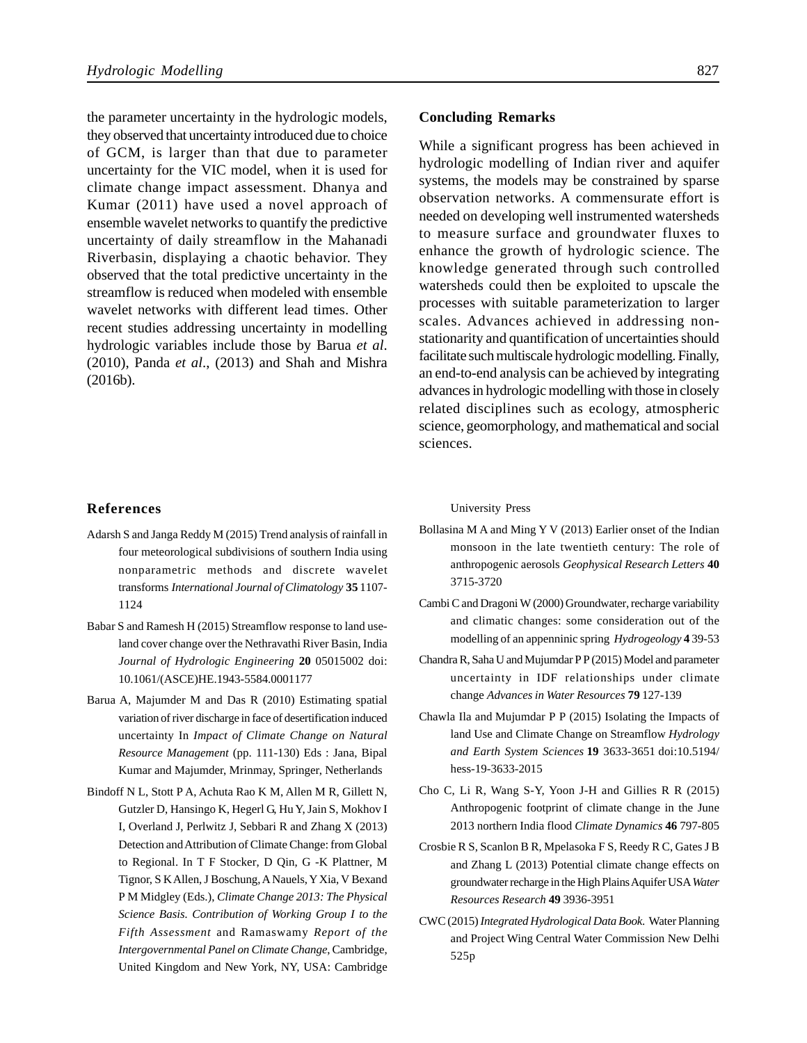the parameter uncertainty in the hydrologic models, they observed that uncertainty introduced due to choice of GCM, is larger than that due to parameter uncertainty for the VIC model, when it is used for climate change impact assessment. Dhanya and Kumar (2011) have used a novel approach of ensemble wavelet networks to quantify the predictive uncertainty of daily streamflow in the Mahanadi Riverbasin, displaying a chaotic behavior. They observed that the total predictive uncertainty in the streamflow is reduced when modeled with ensemble wavelet networks with different lead times. Other recent studies addressing uncertainty in modelling hydrologic variables include those by Barua *et al*. (2010), Panda *et al*., (2013) and Shah and Mishra (2016b).

## Concluding Remarks

While a significant progress has been achieved in hydrologic modelling of Indian river and aquifer systems, the models may be constrained by sparse observation networks. A commensurate effort is needed on developing well instrumented watersheds to measure surface and groundwater fluxes to enhance the growth of hydrologic science. The knowledge generated through such controlled watersheds could then be exploited to upscale the processes with suitable parameterization to larger scales. Advances achieved in addressing non-stationarity and quantification of uncertainties should facilitate such multiscale hydrologic modelling. Finally, an end-to-end analysis can be achieved by integrating advances in hydrologic modelling with those in closely related disciplines such as ecology, atmospheric science, geomorphology, and mathematical and social sciences.

## References

Adarsh S and Janga Reddy M (2015) Trend analysis of rainfall in four meteorological subdivisions of southern India using nonparametric methods and discrete wavelet transforms *International Journal of Climatology* **35** 1107-1124

Babar S and Ramesh H (2015) Streamflow response to land use-land cover change over the Nethravathi River Basin, India *Journal of Hydrologic Engineering* **20** 05015002 doi: 10.1061/(ASCE)HE.1943-5584.0001177

Barua A, Majumder M and Das R (2010) Estimating spatial variation of river discharge in face of desertification induced uncertainty In *Impact of Climate Change on Natural Resource Management* (pp. 111-130) Eds : Jana, Bipal Kumar and Majumder, Mrinmay, Springer, Netherlands

Bindoff N L, Stott P A, Achuta Rao K M, Allen M R, Gillett N, Gutzler D, Hansingo K, Hegerl G, Hu Y, Jain S, Mokhov I I, Overland J, Perlwitz J, Sebbari R and Zhang X (2013) Detection and Attribution of Climate Change: from Global to Regional. In T F Stocker, D Qin, G -K Plattner, M Tignor, S K Allen, J Boschung, A Nauels, Y Xia, V Bexand P M Midgley (Eds.), *Climate Change 2013: The Physical Science Basis. Contribution of Working Group I to the Fifth Assessment* and Ramaswamy *Report of the Intergovernmental Panel on Climate Change*, Cambridge, United Kingdom and New York, NY, USA: Cambridge University Press

Bollasina M A and Ming Y V (2013) Earlier onset of the Indian monsoon in the late twentieth century: The role of anthropogenic aerosols *Geophysical Research Letters* **40** 3715-3720

Cambi C and Dragoni W (2000) Groundwater, recharge variability and climatic changes: some consideration out of the modelling of an appenninic spring *Hydrogeology* **4** 39-53

Chandra R, Saha U and Mujumdar P P (2015) Model and parameter uncertainty in IDF relationships under climate change *Advances in Water Resources* **79** 127-139

Chawla Ila and Mujumdar P P (2015) Isolating the Impacts of land Use and Climate Change on Streamflow *Hydrology and Earth System Sciences* **19** 3633-3651 doi:10.5194/hess-19-3633-2015

Cho C, Li R, Wang S-Y, Yoon J-H and Gillies R R (2015) Anthropogenic footprint of climate change in the June 2013 northern India flood *Climate Dynamics* **46** 797-805

Crosbie R S, Scanlon B R, Mpelasoka F S, Reedy R C, Gates J B and Zhang L (2013) Potential climate change effects on groundwater recharge in the High Plains Aquifer USA *Water Resources Research* **49** 3936-3951

CWC (2015) *Integrated Hydrological Data Book*. Water Planning and Project Wing Central Water Commission New Delhi 525p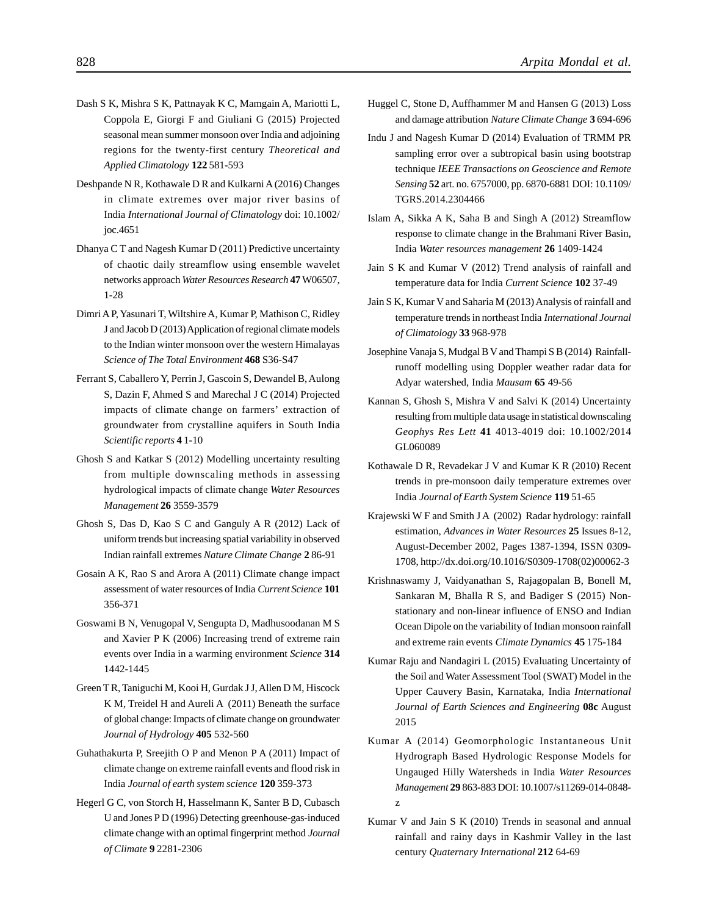Dash S K, Mishra S K, Pattnayak K C, Mamgain A, Mariotti L, Coppola E, Giorgi F and Giuliani G (2015) Projected seasonal mean summer monsoon over India and adjoining regions for the twenty-first century *Theoretical and Applied Climatology* **122** 581-593

Deshpande N R, Kothawale D R and Kulkarni A (2016) Changes in climate extremes over major river basins of India *International Journal of Climatology* doi: 10.1002/joc.4651

Dhanya C T and Nagesh Kumar D (2011) Predictive uncertainty of chaotic daily streamflow using ensemble wavelet networks approach *Water Resources Research* **47** W06507, 1-28

Dimri A P, Yasunari T, Wiltshire A, Kumar P, Mathison C, Ridley J and Jacob D (2013) Application of regional climate models to the Indian winter monsoon over the western Himalayas *Science of The Total Environment* **468** S36-S47

Ferrant S, Caballero Y, Perrin J, Gascoin S, Dewandel B, Aulong S, Dazin F, Ahmed S and Marechal J C (2014) Projected impacts of climate change on farmers' extraction of groundwater from crystalline aquifers in South India *Scientific reports* **4** 1-10

Ghosh S and Katkar S (2012) Modelling uncertainty resulting from multiple downscaling methods in assessing hydrological impacts of climate change *Water Resources Management* **26** 3559-3579

Ghosh S, Das D, Kao S C and Ganguly A R (2012) Lack of uniform trends but increasing spatial variability in observed Indian rainfall extremes *Nature Climate Change* **2** 86-91

Gosain A K, Rao S and Arora A (2011) Climate change impact assessment of water resources of India *Current Science* **101** 356-371

Goswami B N, Venugopal V, Sengupta D, Madhusoodanan M S and Xavier P K (2006) Increasing trend of extreme rain events over India in a warming environment *Science* **314** 1442-1445

Green T R, Taniguchi M, Kooi H, Gurdak J J, Allen D M, Hiscock K M, Treidel H and Aureli A (2011) Beneath the surface of global change: Impacts of climate change on groundwater *Journal of Hydrology* **405** 532-560

Guhathakurta P, Sreejith O P and Menon P A (2011) Impact of climate change on extreme rainfall events and flood risk in India *Journal of earth system science* **120** 359-373

Hegerl G C, von Storch H, Hasselmann K, Santer B D, Cubasch U and Jones P D (1996) Detecting greenhouse-gas-induced climate change with an optimal fingerprint method *Journal of Climate* **9** 2281-2306

Huggel C, Stone D, Auffhammer M and Hansen G (2013) Loss and damage attribution *Nature Climate Change* **3** 694-696

Indu J and Nagesh Kumar D (2014) Evaluation of TRMM PR sampling error over a subtropical basin using bootstrap technique *IEEE Transactions on Geoscience and Remote Sensing* **52** art. no. 6757000, pp. 6870-6881 DOI: 10.1109/TGRS.2014.2304466

Islam A, Sikka A K, Saha B and Singh A (2012) Streamflow response to climate change in the Brahmani River Basin, India *Water resources management* **26** 1409-1424

Jain S K and Kumar V (2012) Trend analysis of rainfall and temperature data for India *Current Science* **102** 37-49

Jain S K, Kumar V and Saharia M (2013) Analysis of rainfall and temperature trends in northeast India *International Journal of Climatology* **33** 968-978

Josephine Vanaja S, Mudgal B V and Thampi S B (2014) Rainfall-runoff modelling using Doppler weather radar data for Adyar watershed, India *Mausam* **65** 49-56

Kannan S, Ghosh S, Mishra V and Salvi K (2014) Uncertainty resulting from multiple data usage in statistical downscaling *Geophys Res Lett* **41** 4013-4019 doi: 10.1002/2014GL060089

Kothawale D R, Revadekar J V and Kumar K R (2010) Recent trends in pre-monsoon daily temperature extremes over India *Journal of Earth System Science* **119** 51-65

Krajewski W F and Smith J A (2002) Radar hydrology: rainfall estimation, *Advances in Water Resources* **25** Issues 8-12, August-December 2002, Pages 1387-1394, ISSN 0309-1708, http://dx.doi.org/10.1016/S0309-1708(02)00062-3

Krishnaswamy J, Vaidyanathan S, Rajagopalan B, Bonell M, Sankaran M, Bhalla R S, and Badiger S (2015) Non-stationary and non-linear influence of ENSO and Indian Ocean Dipole on the variability of Indian monsoon rainfall and extreme rain events *Climate Dynamics* **45** 175-184

Kumar Raju and Nandagiri L (2015) Evaluating Uncertainty of the Soil and Water Assessment Tool (SWAT) Model in the Upper Cauvery Basin, Karnataka, India *International Journal of Earth Sciences and Engineering* **08c** August 2015

Kumar A (2014) Geomorphologic Instantaneous Unit Hydrograph Based Hydrologic Response Models for Ungauged Hilly Watersheds in India *Water Resources Management* **29** 863-883 DOI: 10.1007/s11269-014-0848-z

Kumar V and Jain S K (2010) Trends in seasonal and annual rainfall and rainy days in Kashmir Valley in the last century *Quaternary International* **212** 64-69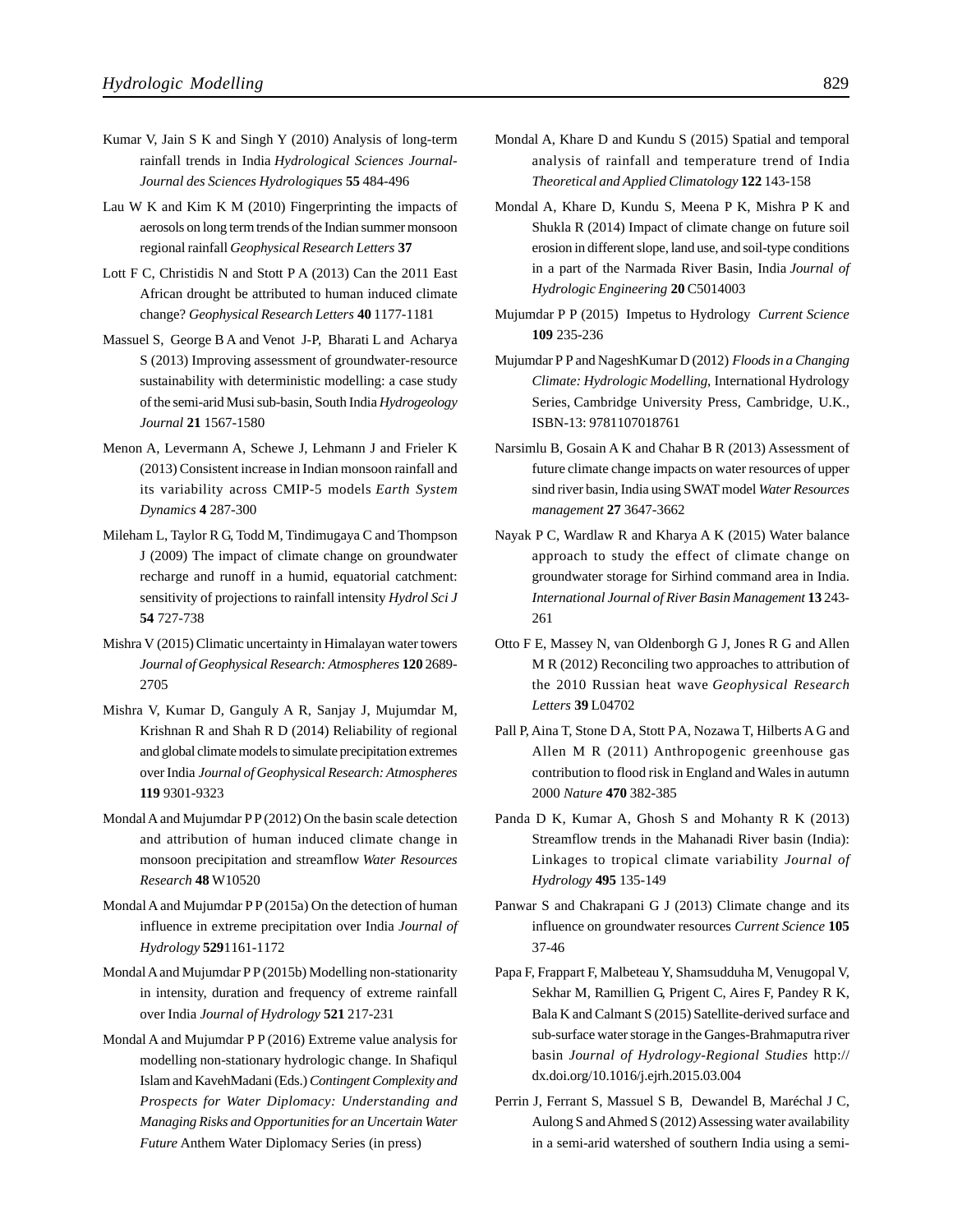Kumar V, Jain S K and Singh Y (2010) Analysis of long-term rainfall trends in India *Hydrological Sciences Journal-Journal des Sciences Hydrologiques* **55** 484-496

Lau W K and Kim K M (2010) Fingerprinting the impacts of aerosols on long term trends of the Indian summer monsoon regional rainfall *Geophysical Research Letters* **37**

Lott F C, Christidis N and Stott P A (2013) Can the 2011 East African drought be attributed to human induced climate change? *Geophysical Research Letters* **40** 1177-1181

Massuel S, George B A and Venot J-P, Bharati L and Acharya S (2013) Improving assessment of groundwater-resource sustainability with deterministic modelling: a case study of the semi-arid Musi sub-basin, South India *Hydrogeology Journal* **21** 1567-1580

Menon A, Levermann A, Schewe J, Lehmann J and Frieler K (2013) Consistent increase in Indian monsoon rainfall and its variability across CMIP-5 models *Earth System Dynamics* **4** 287-300

Mileham L, Taylor R G, Todd M, Tindimugaya C and Thompson J (2009) The impact of climate change on groundwater recharge and runoff in a humid, equatorial catchment: sensitivity of projections to rainfall intensity *Hydrol Sci J* **54** 727-738

Mishra V (2015) Climatic uncertainty in Himalayan water towers *Journal of Geophysical Research: Atmospheres* **120** 2689-2705

Mishra V, Kumar D, Ganguly A R, Sanjay J, Mujumdar M, Krishnan R and Shah R D (2014) Reliability of regional and global climate models to simulate precipitation extremes over India *Journal of Geophysical Research: Atmospheres* **119** 9301-9323

Mondal A and Mujumdar P P (2012) On the basin scale detection and attribution of human induced climate change in monsoon precipitation and streamflow *Water Resources Research* **48** W10520

Mondal A and Mujumdar P P (2015a) On the detection of human influence in extreme precipitation over India *Journal of Hydrology* **529**1161-1172

Mondal A and Mujumdar P P (2015b) Modelling non-stationarity in intensity, duration and frequency of extreme rainfall over India *Journal of Hydrology* **521** 217-231

Mondal A and Mujumdar P P (2016) Extreme value analysis for modelling non-stationary hydrologic change. In Shafiqul Islam and KavehMadani (Eds.) *Contingent Complexity and Prospects for Water Diplomacy: Understanding and Managing Risks and Opportunities for an Uncertain Water Future* Anthem Water Diplomacy Series (in press)

Mondal A, Khare D and Kundu S (2015) Spatial and temporal analysis of rainfall and temperature trend of India *Theoretical and Applied Climatology* **122** 143-158

Mondal A, Khare D, Kundu S, Meena P K, Mishra P K and Shukla R (2014) Impact of climate change on future soil erosion in different slope, land use, and soil-type conditions in a part of the Narmada River Basin, India *Journal of Hydrologic Engineering* **20** C5014003

Mujumdar P P (2015) Impetus to Hydrology *Current Science* **109** 235-236

Mujumdar P P and NageshKumar D (2012) *Floods in a Changing Climate: Hydrologic Modelling*, International Hydrology Series, Cambridge University Press, Cambridge, U.K., ISBN-13: 9781107018761

Narsimlu B, Gosain A K and Chahar B R (2013) Assessment of future climate change impacts on water resources of upper sind river basin, India using SWAT model *Water Resources management* **27** 3647-3662

Nayak P C, Wardlaw R and Kharya A K (2015) Water balance approach to study the effect of climate change on groundwater storage for Sirhind command area in India. *International Journal of River Basin Management* **13** 243-261

Otto F E, Massey N, van Oldenborgh G J, Jones R G and Allen M R (2012) Reconciling two approaches to attribution of the 2010 Russian heat wave *Geophysical Research Letters* **39** L04702

Pall P, Aina T, Stone D A, Stott P A, Nozawa T, Hilberts A G and Allen M R (2011) Anthropogenic greenhouse gas contribution to flood risk in England and Wales in autumn 2000 *Nature* **470** 382-385

Panda D K, Kumar A, Ghosh S and Mohanty R K (2013) Streamflow trends in the Mahanadi River basin (India): Linkages to tropical climate variability *Journal of Hydrology* **495** 135-149

Panwar S and Chakrapani G J (2013) Climate change and its influence on groundwater resources *Current Science* **105** 37-46

Papa F, Frappart F, Malbeteau Y, Shamsudduha M, Venugopal V, Sekhar M, Ramillien G, Prigent C, Aires F, Pandey R K, Bala K and Calmant S (2015) Satellite-derived surface and sub-surface water storage in the Ganges-Brahmaputra river basin *Journal of Hydrology-Regional Studies* http://dx.doi.org/10.1016/j.ejrh.2015.03.004

Perrin J, Ferrant S, Massuel S B, Dewandel B, Maréchal J C, Aulong S and Ahmed S (2012) Assessing water availability in a semi-arid watershed of southern India using a semi-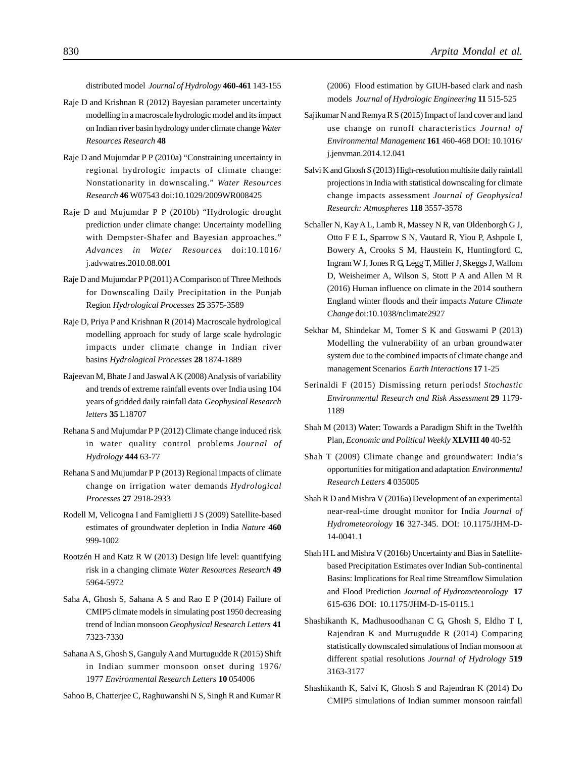distributed model *Journal of Hydrology* **460-461** 143-155

Raje D and Krishnan R (2012) Bayesian parameter uncertainty modelling in a macroscale hydrologic model and its impact on Indian river basin hydrology under climate change *Water Resources Research* **48**

Raje D and Mujumdar P P (2010a) "Constraining uncertainty in regional hydrologic impacts of climate change: Nonstationarity in downscaling." *Water Resources Research* **46** W07543 doi:10.1029/2009WR008425

Raje D and Mujumdar P P (2010b) "Hydrologic drought prediction under climate change: Uncertainty modelling with Dempster-Shafer and Bayesian approaches." *Advances in Water Resources* doi:10.1016/j.advwatres.2010.08.001

Raje D and Mujumdar P P (2011) A Comparison of Three Methods for Downscaling Daily Precipitation in the Punjab Region *Hydrological Processes* **25** 3575-3589

Raje D, Priya P and Krishnan R (2014) Macroscale hydrological modelling approach for study of large scale hydrologic impacts under climate change in Indian river basins *Hydrological Processes* **28** 1874-1889

Rajeevan M, Bhate J and Jaswal A K (2008) Analysis of variability and trends of extreme rainfall events over India using 104 years of gridded daily rainfall data *Geophysical Research letters* **35** L18707

Rehana S and Mujumdar P P (2012) Climate change induced risk in water quality control problems *Journal of Hydrology* **444** 63-77

Rehana S and Mujumdar P P (2013) Regional impacts of climate change on irrigation water demands *Hydrological Processes* **27** 2918-2933

Rodell M, Velicogna I and Famiglietti J S (2009) Satellite-based estimates of groundwater depletion in India *Nature* **460** 999-1002

Rootzén H and Katz R W (2013) Design life level: quantifying risk in a changing climate *Water Resources Research* **49** 5964-5972

Saha A, Ghosh S, Sahana A S and Rao E P (2014) Failure of CMIP5 climate models in simulating post 1950 decreasing trend of Indian monsoon *Geophysical Research Letters* **41** 7323-7330

Sahana A S, Ghosh S, Ganguly A and Murtugudde R (2015) Shift in Indian summer monsoon onset during 1976/1977 *Environmental Research Letters* **10** 054006

Sahoo B, Chatterjee C, Raghuwanshi N S, Singh R and Kumar R (2006) Flood estimation by GIUH-based clark and nash models *Journal of Hydrologic Engineering* **11** 515-525

Sajikumar N and Remya R S (2015) Impact of land cover and land use change on runoff characteristics *Journal of Environmental Management* **161** 460-468 DOI: 10.1016/j.jenvman.2014.12.041

Salvi K and Ghosh S (2013) High-resolution multisite daily rainfall projections in India with statistical downscaling for climate change impacts assessment *Journal of Geophysical Research: Atmospheres* **118** 3557-3578

Schaller N, Kay A L, Lamb R, Massey N R, van Oldenborgh G J, Otto F E L, Sparrow S N, Vautard R, Yiou P, Ashpole I, Bowery A, Crooks S M, Haustein K, Huntingford C, Ingram W J, Jones R G, Legg T, Miller J, Skeggs J, Wallom D, Weisheimer A, Wilson S, Stott P A and Allen M R (2016) Human influence on climate in the 2014 southern England winter floods and their impacts *Nature Climate Change* doi:10.1038/nclimate2927

Sekhar M, Shindekar M, Tomer S K and Goswami P (2013) Modelling the vulnerability of an urban groundwater system due to the combined impacts of climate change and management Scenarios *Earth Interactions* **17** 1-25

Serinaldi F (2015) Dismissing return periods! *Stochastic Environmental Research and Risk Assessment* **29** 1179-1189

Shah M (2013) Water: Towards a Paradigm Shift in the Twelfth Plan, *Economic and Political Weekly* **XLVIII 40** 40-52

Shah T (2009) Climate change and groundwater: India's opportunities for mitigation and adaptation *Environmental Research Letters* **4** 035005

Shah R D and Mishra V (2016a) Development of an experimental near-real-time drought monitor for India *Journal of Hydrometeorology* **16** 327-345. DOI: 10.1175/JHM-D-14-0041.1

Shah H L and Mishra V (2016b) Uncertainty and Bias in Satellite-based Precipitation Estimates over Indian Sub-continental Basins: Implications for Real time Streamflow Simulation and Flood Prediction *Journal of Hydrometeorology* **17** 615-636 DOI: 10.1175/JHM-D-15-0115.1

Shashikanth K, Madhusoodhanan C G, Ghosh S, Eldho T I, Rajendran K and Murtugudde R (2014) Comparing statistically downscaled simulations of Indian monsoon at different spatial resolutions *Journal of Hydrology* **519** 3163-3177

Shashikanth K, Salvi K, Ghosh S and Rajendran K (2014) Do CMIP5 simulations of Indian summer monsoon rainfall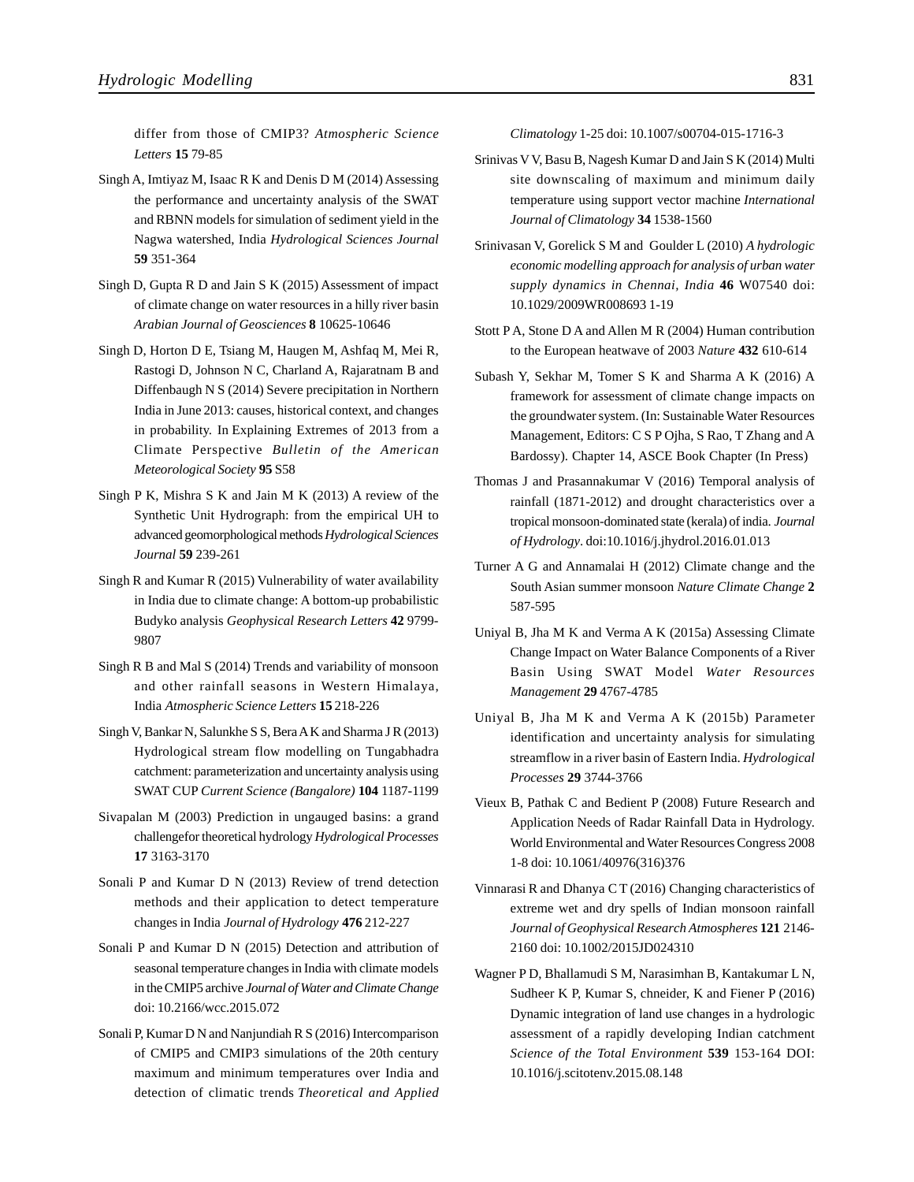differ from those of CMIP3? *Atmospheric Science Letters* **15** 79-85

Singh A, Imtiyaz M, Isaac R K and Denis D M (2014) Assessing the performance and uncertainty analysis of the SWAT and RBNN models for simulation of sediment yield in the Nagwa watershed, India *Hydrological Sciences Journal* **59** 351-364

Singh D, Gupta R D and Jain S K (2015) Assessment of impact of climate change on water resources in a hilly river basin *Arabian Journal of Geosciences* **8** 10625-10646

Singh D, Horton D E, Tsiang M, Haugen M, Ashfaq M, Mei R, Rastogi D, Johnson N C, Charland A, Rajaratnam B and Diffenbaugh N S (2014) Severe precipitation in Northern India in June 2013: causes, historical context, and changes in probability. In Explaining Extremes of 2013 from a Climate Perspective *Bulletin of the American Meteorological Society* **95** S58

Singh P K, Mishra S K and Jain M K (2013) A review of the Synthetic Unit Hydrograph: from the empirical UH to advanced geomorphological methods *Hydrological Sciences Journal* **59** 239-261

Singh R and Kumar R (2015) Vulnerability of water availability in India due to climate change: A bottom-up probabilistic Budyko analysis *Geophysical Research Letters* **42** 9799-9807

Singh R B and Mal S (2014) Trends and variability of monsoon and other rainfall seasons in Western Himalaya, India *Atmospheric Science Letters* **15** 218-226

Singh V, Bankar N, Salunkhe S S, Bera A K and Sharma J R (2013) Hydrological stream flow modelling on Tungabhadra catchment: parameterization and uncertainty analysis using SWAT CUP *Current Science (Bangalore)* **104** 1187-1199

Sivapalan M (2003) Prediction in ungauged basins: a grand challengefor theoretical hydrology *Hydrological Processes* **17** 3163-3170

Sonali P and Kumar D N (2013) Review of trend detection methods and their application to detect temperature changes in India *Journal of Hydrology* **476** 212-227

Sonali P and Kumar D N (2015) Detection and attribution of seasonal temperature changes in India with climate models in the CMIP5 archive *Journal of Water and Climate Change* doi: 10.2166/wcc.2015.072

Sonali P, Kumar D N and Nanjundiah R S (2016) Intercomparison of CMIP5 and CMIP3 simulations of the 20th century maximum and minimum temperatures over India and detection of climatic trends *Theoretical and Applied Climatology* 1-25 doi: 10.1007/s00704-015-1716-3

Srinivas V V, Basu B, Nagesh Kumar D and Jain S K (2014) Multi site downscaling of maximum and minimum daily temperature using support vector machine *International Journal of Climatology* **34** 1538-1560

Srinivasan V, Gorelick S M and Goulder L (2010) *A hydrologic economic modelling approach for analysis of urban water supply dynamics in Chennai, India* **46** W07540 doi: 10.1029/2009WR008693 1-19

Stott P A, Stone D A and Allen M R (2004) Human contribution to the European heatwave of 2003 *Nature* **432** 610-614

Subash Y, Sekhar M, Tomer S K and Sharma A K (2016) A framework for assessment of climate change impacts on the groundwater system. (In: Sustainable Water Resources Management, Editors: C S P Ojha, S Rao, T Zhang and A Bardossy). Chapter 14, ASCE Book Chapter (In Press)

Thomas J and Prasannakumar V (2016) Temporal analysis of rainfall (1871-2012) and drought characteristics over a tropical monsoon-dominated state (kerala) of india. *Journal of Hydrology*. doi:10.1016/j.jhydrol.2016.01.013

Turner A G and Annamalai H (2012) Climate change and the South Asian summer monsoon *Nature Climate Change* **2** 587-595

Uniyal B, Jha M K and Verma A K (2015a) Assessing Climate Change Impact on Water Balance Components of a River Basin Using SWAT Model *Water Resources Management* **29** 4767-4785

Uniyal B, Jha M K and Verma A K (2015b) Parameter identification and uncertainty analysis for simulating streamflow in a river basin of Eastern India. *Hydrological Processes* **29** 3744-3766

Vieux B, Pathak C and Bedient P (2008) Future Research and Application Needs of Radar Rainfall Data in Hydrology. World Environmental and Water Resources Congress 2008 1-8 doi: 10.1061/40976(316)376

Vinnarasi R and Dhanya C T (2016) Changing characteristics of extreme wet and dry spells of Indian monsoon rainfall *Journal of Geophysical Research Atmospheres* **121** 2146-2160 doi: 10.1002/2015JD024310

Wagner P D, Bhallamudi S M, Narasimhan B, Kantakumar L N, Sudheer K P, Kumar S, chneider, K and Fiener P (2016) Dynamic integration of land use changes in a hydrologic assessment of a rapidly developing Indian catchment *Science of the Total Environment* **539** 153-164 DOI: 10.1016/j.scitotenv.2015.08.148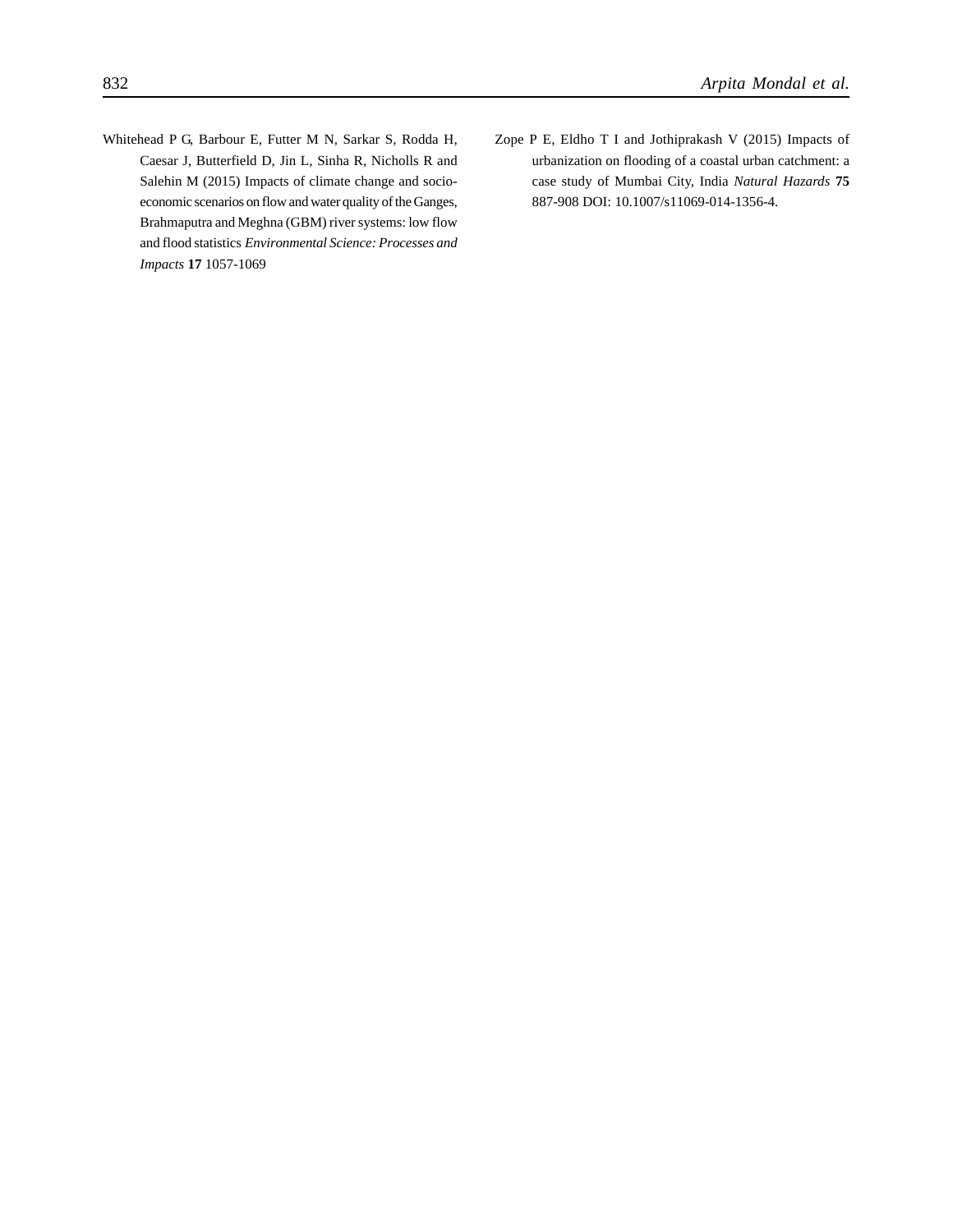Whitehead P G, Barbour E, Futter M N, Sarkar S, Rodda H, Caesar J, Butterfield D, Jin L, Sinha R, Nicholls R and Salehin M (2015) Impacts of climate change and socio-economic scenarios on flow and water quality of the Ganges, Brahmaputra and Meghna (GBM) river systems: low flow and flood statistics *Environmental Science: Processes and Impacts* **17** 1057-1069

Zope P E, Eldho T I and Jothiprakash V (2015) Impacts of urbanization on flooding of a coastal urban catchment: a case study of Mumbai City, India *Natural Hazards* **75** 887-908 DOI: 10.1007/s11069-014-1356-4.